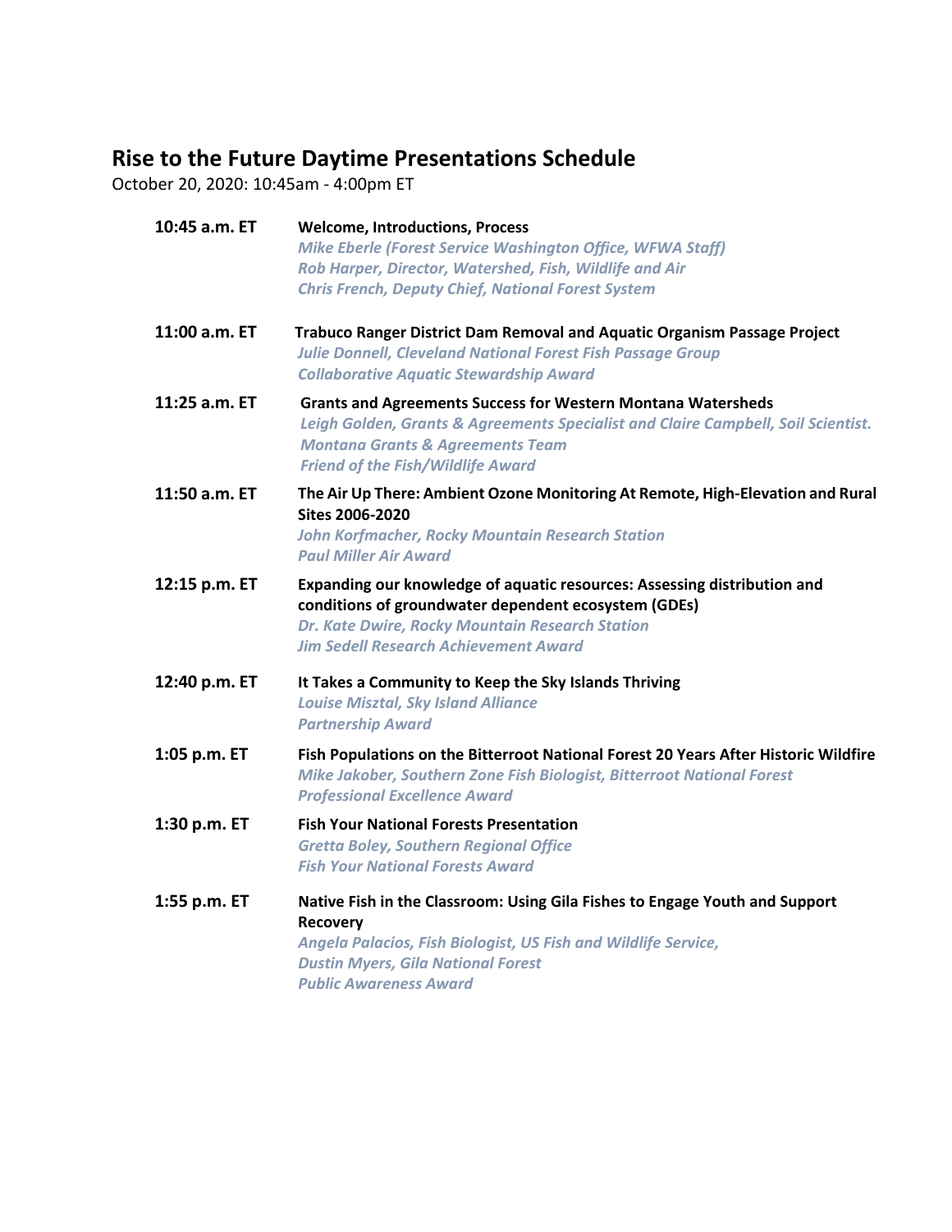## Rise to the Future Daytime Presentations Schedule

October 20, 2020: 10:45am - 4:00pm ET

**10:45 a.m. ET** — **Welcome, Introductions, Process**
*Mike Eberle (Forest Service Washington Office, WFWA Staff)*
*Rob Harper, Director, Watershed, Fish, Wildlife and Air*
*Chris French, Deputy Chief, National Forest System*

**11:00 a.m. ET** — **Trabuco Ranger District Dam Removal and Aquatic Organism Passage Project**
*Julie Donnell, Cleveland National Forest Fish Passage Group*
*Collaborative Aquatic Stewardship Award*

**11:25 a.m. ET** — **Grants and Agreements Success for Western Montana Watersheds**
*Leigh Golden, Grants & Agreements Specialist and Claire Campbell, Soil Scientist.*
*Montana Grants & Agreements Team*
*Friend of the Fish/Wildlife Award*

**11:50 a.m. ET** — **The Air Up There: Ambient Ozone Monitoring At Remote, High-Elevation and Rural Sites 2006-2020**
*John Korfmacher, Rocky Mountain Research Station*
*Paul Miller Air Award*

**12:15 p.m. ET** — **Expanding our knowledge of aquatic resources: Assessing distribution and conditions of groundwater dependent ecosystem (GDEs)**
*Dr. Kate Dwire, Rocky Mountain Research Station*
*Jim Sedell Research Achievement Award*

**12:40 p.m. ET** — **It Takes a Community to Keep the Sky Islands Thriving**
*Louise Misztal, Sky Island Alliance*
*Partnership Award*

**1:05 p.m. ET** — **Fish Populations on the Bitterroot National Forest 20 Years After Historic Wildfire**
*Mike Jakober, Southern Zone Fish Biologist, Bitterroot National Forest*
*Professional Excellence Award*

**1:30 p.m. ET** — **Fish Your National Forests Presentation**
*Gretta Boley, Southern Regional Office*
*Fish Your National Forests Award*

**1:55 p.m. ET** — **Native Fish in the Classroom: Using Gila Fishes to Engage Youth and Support Recovery**
*Angela Palacios, Fish Biologist, US Fish and Wildlife Service,*
*Dustin Myers, Gila National Forest*
*Public Awareness Award*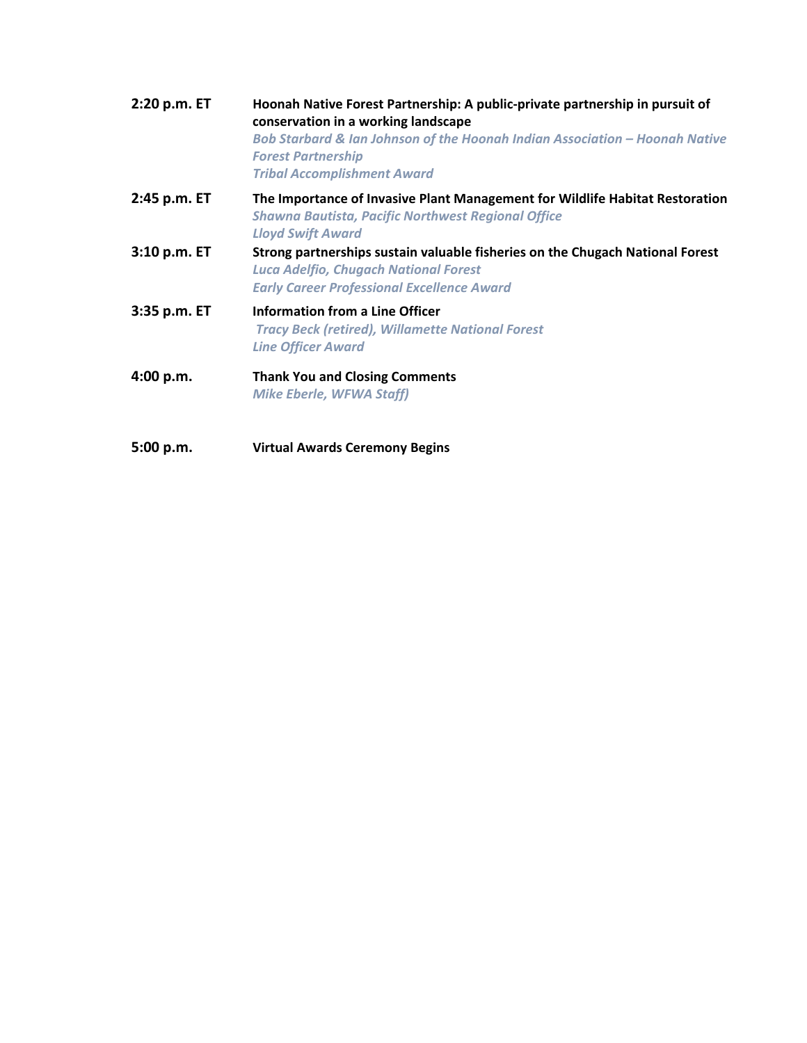**2:20 p.m. ET** **Hoonah Native Forest Partnership: A public-private partnership in pursuit of conservation in a working landscape**
*Bob Starbard & Ian Johnson of the Hoonah Indian Association – Hoonah Native Forest Partnership*
*Tribal Accomplishment Award*

**2:45 p.m. ET** **The Importance of Invasive Plant Management for Wildlife Habitat Restoration**
*Shawna Bautista, Pacific Northwest Regional Office*
*Lloyd Swift Award*

**3:10 p.m. ET** **Strong partnerships sustain valuable fisheries on the Chugach National Forest**
*Luca Adelfio, Chugach National Forest*
*Early Career Professional Excellence Award*

**3:35 p.m. ET** **Information from a Line Officer**
*Tracy Beck (retired), Willamette National Forest*
*Line Officer Award*

**4:00 p.m.** **Thank You and Closing Comments**
*Mike Eberle, WFWA Staff)*

**5:00 p.m.** **Virtual Awards Ceremony Begins**